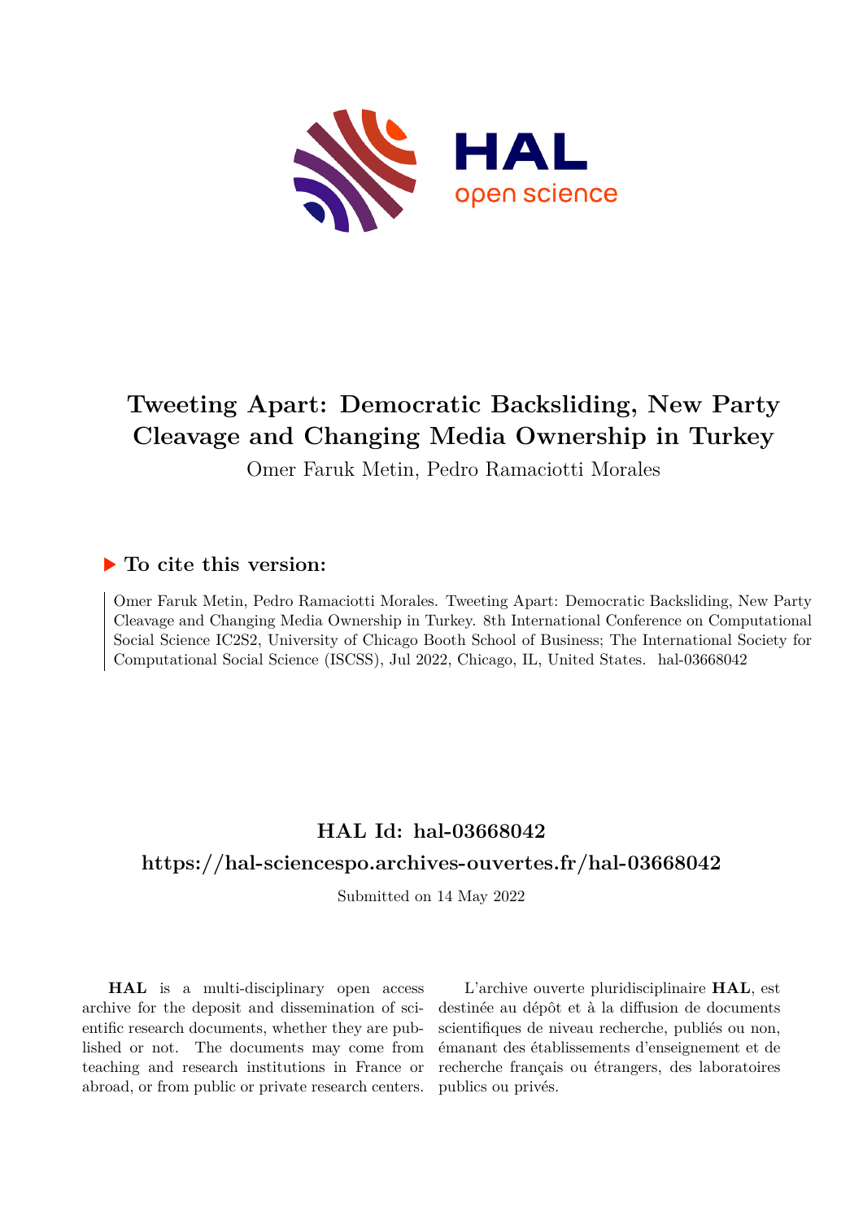# Tweeting Apart: Democratic Backsliding, New Party Cleavage and Changing Media Ownership in Turkey

Omer Faruk Metin, Pedro Ramaciotti Morales

## ▶ To cite this version:

Omer Faruk Metin, Pedro Ramaciotti Morales. Tweeting Apart: Democratic Backsliding, New Party Cleavage and Changing Media Ownership in Turkey. 8th International Conference on Computational Social Science IC2S2, University of Chicago Booth School of Business; The International Society for Computational Social Science (ISCSS), Jul 2022, Chicago, IL, United States. hal-03668042

## HAL Id: hal-03668042

## https://hal-sciencespo.archives-ouvertes.fr/hal-03668042

Submitted on 14 May 2022

**HAL** is a multi-disciplinary open access archive for the deposit and dissemination of scientific research documents, whether they are published or not. The documents may come from teaching and research institutions in France or abroad, or from public or private research centers.

L'archive ouverte pluridisciplinaire **HAL**, est destinée au dépôt et à la diffusion de documents scientifiques de niveau recherche, publiés ou non, émanant des établissements d'enseignement et de recherche français ou étrangers, des laboratoires publics ou privés.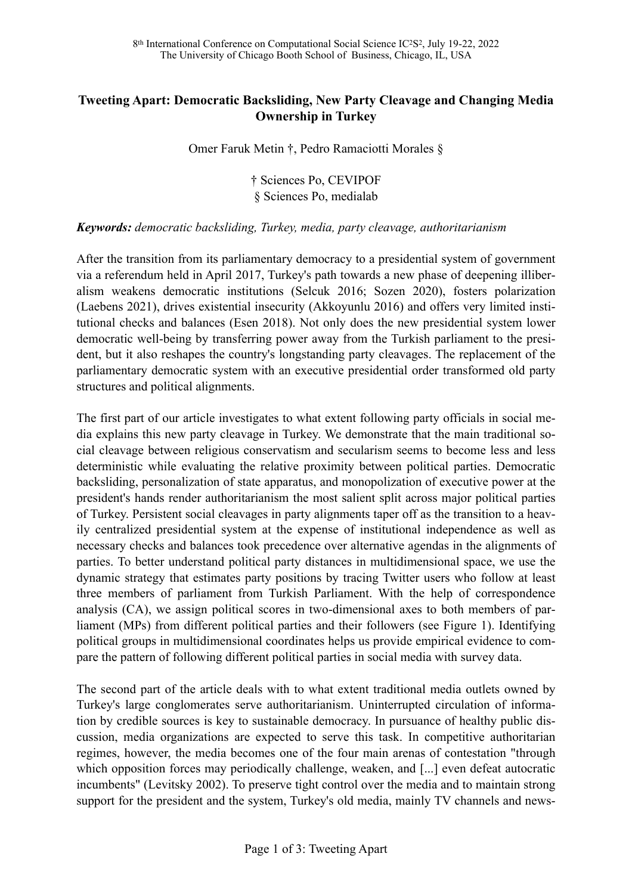# Tweeting Apart: Democratic Backsliding, New Party Cleavage and Changing Media Ownership in Turkey

Omer Faruk Metin †, Pedro Ramaciotti Morales §

† Sciences Po, CEVIPOF
§ Sciences Po, medialab

***Keywords:*** *democratic backsliding, Turkey, media, party cleavage, authoritarianism*

After the transition from its parliamentary democracy to a presidential system of government via a referendum held in April 2017, Turkey's path towards a new phase of deepening illiberalism weakens democratic institutions (Selcuk 2016; Sozen 2020), fosters polarization (Laebens 2021), drives existential insecurity (Akkoyunlu 2016) and offers very limited institutional checks and balances (Esen 2018). Not only does the new presidential system lower democratic well-being by transferring power away from the Turkish parliament to the president, but it also reshapes the country's longstanding party cleavages. The replacement of the parliamentary democratic system with an executive presidential order transformed old party structures and political alignments.

The first part of our article investigates to what extent following party officials in social media explains this new party cleavage in Turkey. We demonstrate that the main traditional social cleavage between religious conservatism and secularism seems to become less and less deterministic while evaluating the relative proximity between political parties. Democratic backsliding, personalization of state apparatus, and monopolization of executive power at the president's hands render authoritarianism the most salient split across major political parties of Turkey. Persistent social cleavages in party alignments taper off as the transition to a heavily centralized presidential system at the expense of institutional independence as well as necessary checks and balances took precedence over alternative agendas in the alignments of parties. To better understand political party distances in multidimensional space, we use the dynamic strategy that estimates party positions by tracing Twitter users who follow at least three members of parliament from Turkish Parliament. With the help of correspondence analysis (CA), we assign political scores in two-dimensional axes to both members of parliament (MPs) from different political parties and their followers (see Figure 1). Identifying political groups in multidimensional coordinates helps us provide empirical evidence to compare the pattern of following different political parties in social media with survey data.

The second part of the article deals with to what extent traditional media outlets owned by Turkey's large conglomerates serve authoritarianism. Uninterrupted circulation of information by credible sources is key to sustainable democracy. In pursuance of healthy public discussion, media organizations are expected to serve this task. In competitive authoritarian regimes, however, the media becomes one of the four main arenas of contestation "through which opposition forces may periodically challenge, weaken, and [...] even defeat autocratic incumbents" (Levitsky 2002). To preserve tight control over the media and to maintain strong support for the president and the system, Turkey's old media, mainly TV channels and news-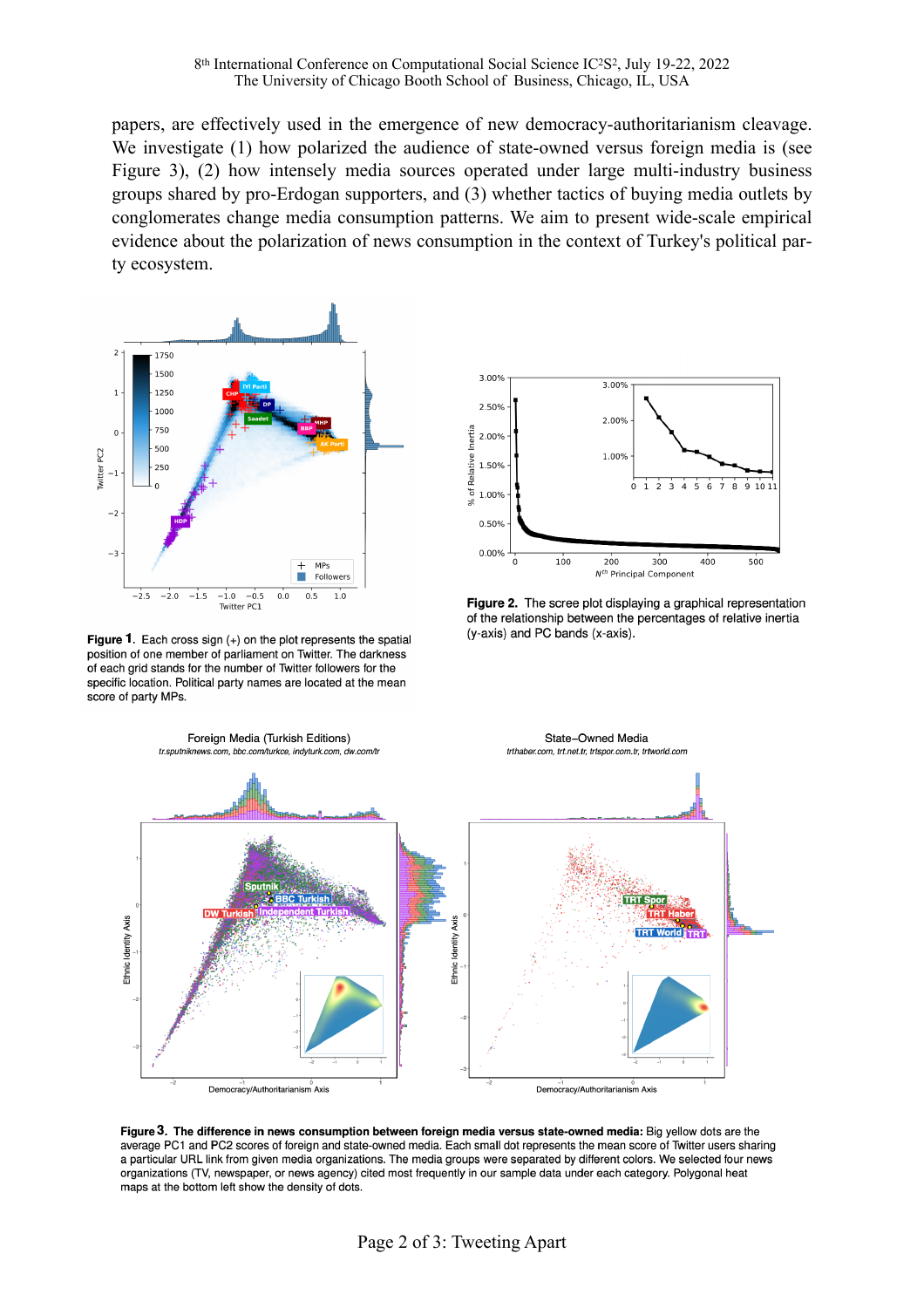papers, are effectively used in the emergence of new democracy-authoritarianism cleavage. We investigate (1) how polarized the audience of state-owned versus foreign media is (see Figure 3), (2) how intensely media sources operated under large multi-industry business groups shared by pro-Erdogan supporters, and (3) whether tactics of buying media outlets by conglomerates change media consumption patterns. We aim to present wide-scale empirical evidence about the polarization of news consumption in the context of Turkey's political party ecosystem.

**Figure 1.** Each cross sign (+) on the plot represents the spatial position of one member of parliament on Twitter. The darkness of each grid stands for the number of Twitter followers for the specific location. Political party names are located at the mean score of party MPs.

**Figure 2.** The scree plot displaying a graphical representation of the relationship between the percentages of relative inertia (y-axis) and PC bands (x-axis).

**Figure 3. The difference in news consumption between foreign media versus state-owned media:** Big yellow dots are the average PC1 and PC2 scores of foreign and state-owned media. Each small dot represents the mean score of Twitter users sharing a particular URL link from given media organizations. The media groups were separated by different colors. We selected four news organizations (TV, newspaper, or news agency) cited most frequently in our sample data under each category. Polygonal heat maps at the bottom left show the density of dots.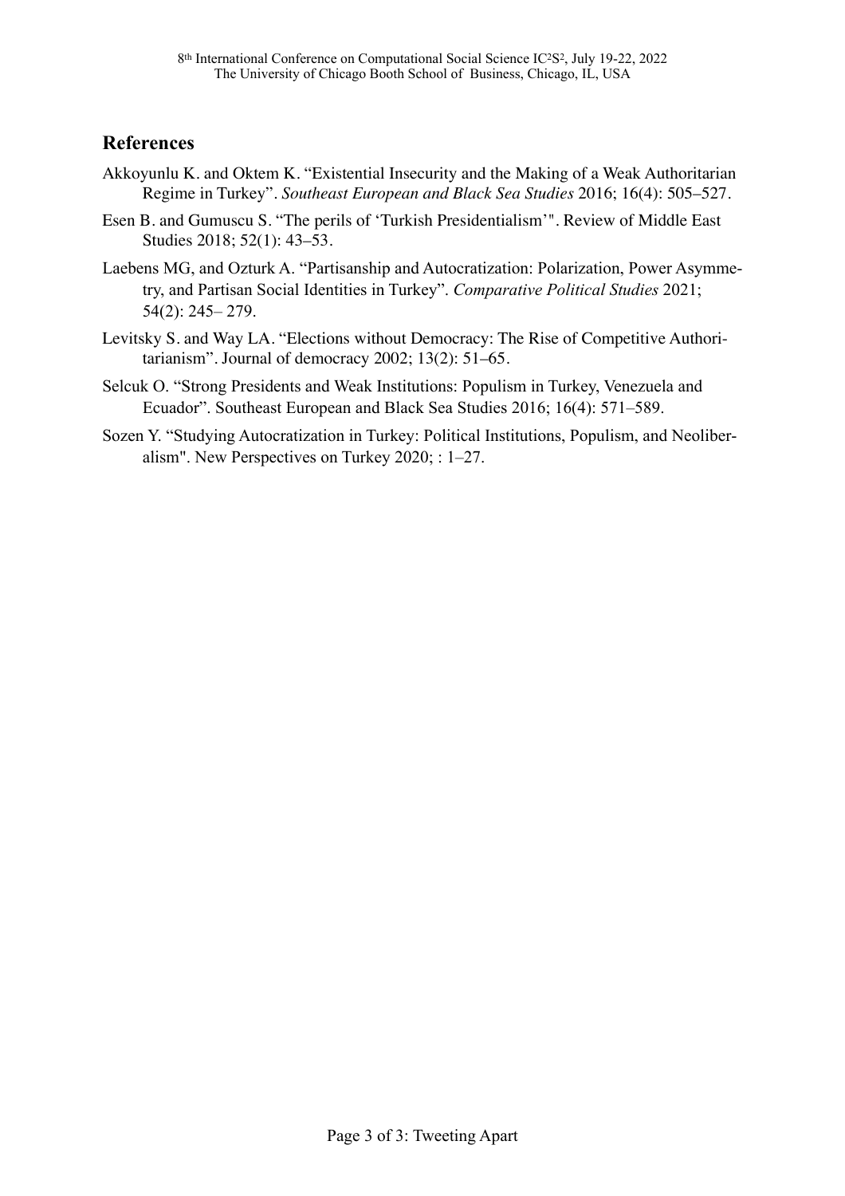## References

Akkoyunlu K. and Oktem K. “Existential Insecurity and the Making of a Weak Authoritarian Regime in Turkey”. *Southeast European and Black Sea Studies* 2016; 16(4): 505–527.

Esen B. and Gumuscu S. “The perils of ‘Turkish Presidentialism’". Review of Middle East Studies 2018; 52(1): 43–53.

Laebens MG, and Ozturk A. “Partisanship and Autocratization: Polarization, Power Asymmetry, and Partisan Social Identities in Turkey”. *Comparative Political Studies* 2021; 54(2): 245– 279.

Levitsky S. and Way LA. “Elections without Democracy: The Rise of Competitive Authoritarianism”. Journal of democracy 2002; 13(2): 51–65.

Selcuk O. “Strong Presidents and Weak Institutions: Populism in Turkey, Venezuela and Ecuador”. Southeast European and Black Sea Studies 2016; 16(4): 571–589.

Sozen Y. “Studying Autocratization in Turkey: Political Institutions, Populism, and Neoliberalism". New Perspectives on Turkey 2020; : 1–27.